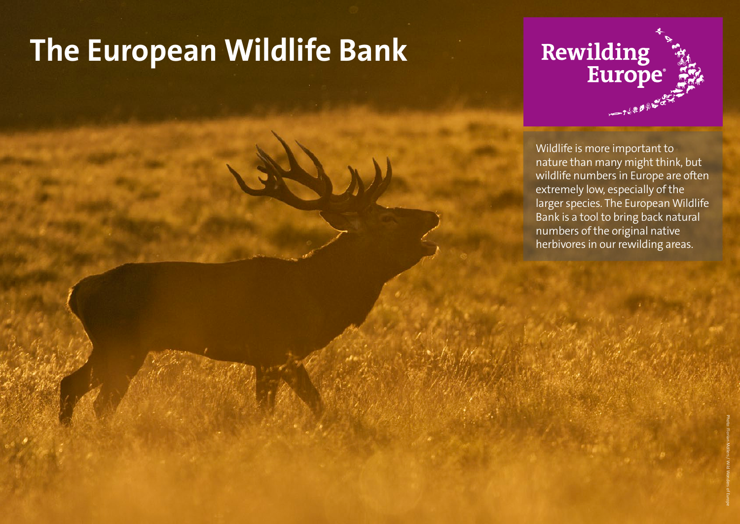# The European Wildlife Bank

Rewilding Europe

Wildlife is more important to nature than many might think, but wildlife numbers in Europe are often extremely low, especially of the larger species. The European Wildlife Bank is a tool to bring back natural numbers of the original native herbivores in our rewilding areas.

Photo: Florian Möllers / Wild Wonders of Europe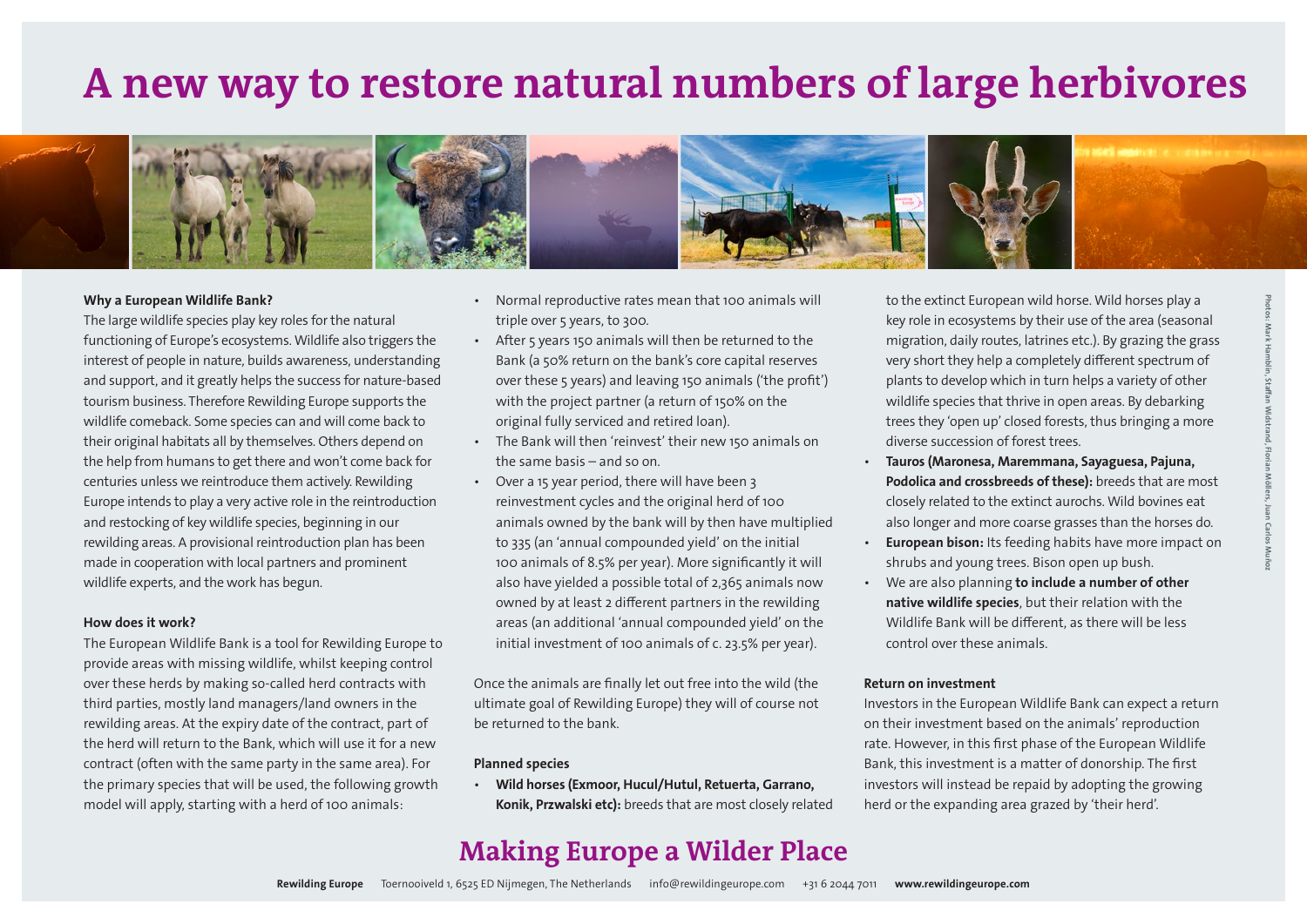# A new way to restore natural numbers of large herbivores

**Why a European Wildlife Bank?**

The large wildlife species play key roles for the natural functioning of Europe's ecosystems. Wildlife also triggers the interest of people in nature, builds awareness, understanding and support, and it greatly helps the success for nature-based tourism business. Therefore Rewilding Europe supports the wildlife comeback. Some species can and will come back to their original habitats all by themselves. Others depend on the help from humans to get there and won't come back for centuries unless we reintroduce them actively. Rewilding Europe intends to play a very active role in the reintroduction and restocking of key wildlife species, beginning in our rewilding areas. A provisional reintroduction plan has been made in cooperation with local partners and prominent wildlife experts, and the work has begun.

**How does it work?**

The European Wildlife Bank is a tool for Rewilding Europe to provide areas with missing wildlife, whilst keeping control over these herds by making so-called herd contracts with third parties, mostly land managers/land owners in the rewilding areas. At the expiry date of the contract, part of the herd will return to the Bank, which will use it for a new contract (often with the same party in the same area). For the primary species that will be used, the following growth model will apply, starting with a herd of 100 animals:

- Normal reproductive rates mean that 100 animals will triple over 5 years, to 300.
- After 5 years 150 animals will then be returned to the Bank (a 50% return on the bank's core capital reserves over these 5 years) and leaving 150 animals ('the profit') with the project partner (a return of 150% on the original fully serviced and retired loan).
- The Bank will then 'reinvest' their new 150 animals on the same basis – and so on.
- Over a 15 year period, there will have been 3 reinvestment cycles and the original herd of 100 animals owned by the bank will by then have multiplied to 335 (an 'annual compounded yield' on the initial 100 animals of 8.5% per year). More significantly it will also have yielded a possible total of 2,365 animals now owned by at least 2 different partners in the rewilding areas (an additional 'annual compounded yield' on the initial investment of 100 animals of c. 23.5% per year).

Once the animals are finally let out free into the wild (the ultimate goal of Rewilding Europe) they will of course not be returned to the bank.

**Planned species**

- **Wild horses (Exmoor, Hucul/Hutul, Retuerta, Garrano, Konik, Przwalski etc):** breeds that are most closely related to the extinct European wild horse. Wild horses play a key role in ecosystems by their use of the area (seasonal migration, daily routes, latrines etc.). By grazing the grass very short they help a completely different spectrum of plants to develop which in turn helps a variety of other wildlife species that thrive in open areas. By debarking trees they 'open up' closed forests, thus bringing a more diverse succession of forest trees.
- **Tauros (Maronesa, Maremmana, Sayaguesa, Pajuna, Podolica and crossbreeds of these):** breeds that are most closely related to the extinct aurochs. Wild bovines eat also longer and more coarse grasses than the horses do.
- **European bison:** Its feeding habits have more impact on shrubs and young trees. Bison open up bush.
- We are also planning **to include a number of other native wildlife species**, but their relation with the Wildlife Bank will be different, as there will be less control over these animals.

**Return on investment**

Investors in the European Wildlife Bank can expect a return on their investment based on the animals' reproduction rate. However, in this first phase of the European Wildlife Bank, this investment is a matter of donorship. The first investors will instead be repaid by adopting the growing herd or the expanding area grazed by 'their herd'.

Photos: Mark Hamblin, Staffan Widstrand, Florian Möllers, Juan Carlos Muñoz

## Making Europe a Wilder Place

**Rewilding Europe** Toernooiveld 1, 6525 ED Nijmegen, The Netherlands info@rewildingeurope.com +31 6 2044 7011 **www.rewildingeurope.com**